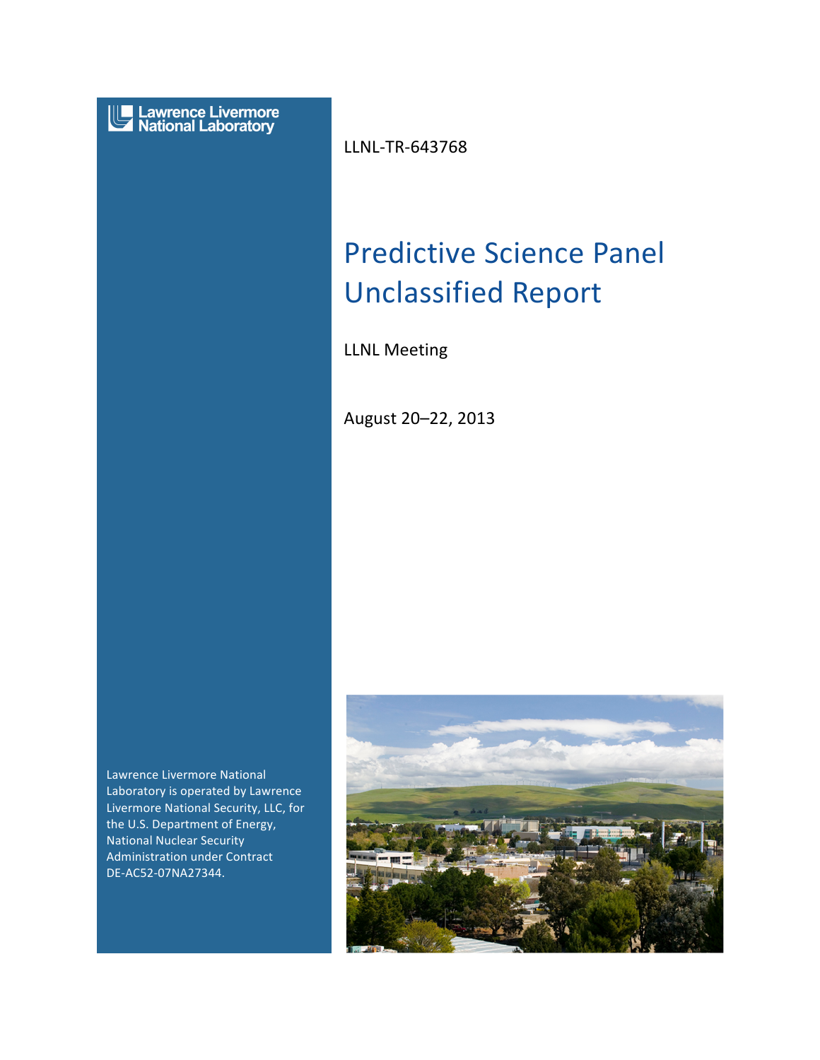Lawrence Livermore National Laboratory

LLNL-TR-643768

# Predictive Science Panel Unclassified Report

LLNL Meeting

August 20–22, 2013

Lawrence Livermore National Laboratory is operated by Lawrence Livermore National Security, LLC, for the U.S. Department of Energy, National Nuclear Security Administration under Contract DE-AC52-07NA27344.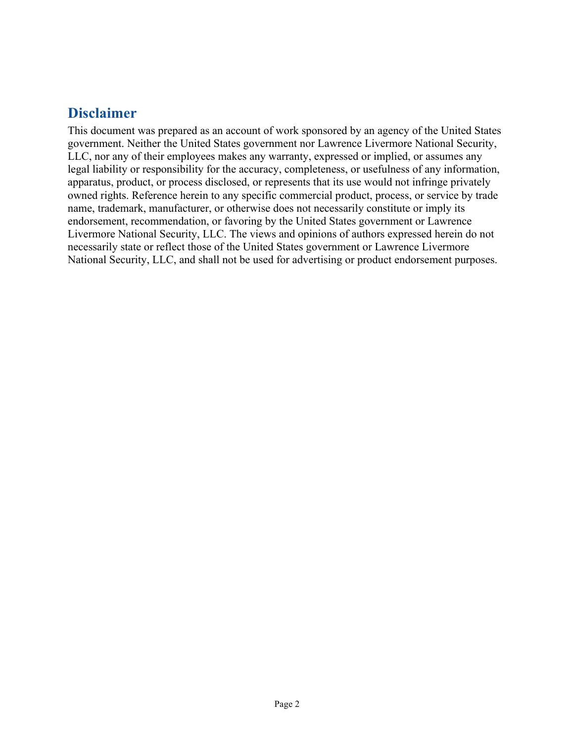## Disclaimer

This document was prepared as an account of work sponsored by an agency of the United States government. Neither the United States government nor Lawrence Livermore National Security, LLC, nor any of their employees makes any warranty, expressed or implied, or assumes any legal liability or responsibility for the accuracy, completeness, or usefulness of any information, apparatus, product, or process disclosed, or represents that its use would not infringe privately owned rights. Reference herein to any specific commercial product, process, or service by trade name, trademark, manufacturer, or otherwise does not necessarily constitute or imply its endorsement, recommendation, or favoring by the United States government or Lawrence Livermore National Security, LLC. The views and opinions of authors expressed herein do not necessarily state or reflect those of the United States government or Lawrence Livermore National Security, LLC, and shall not be used for advertising or product endorsement purposes.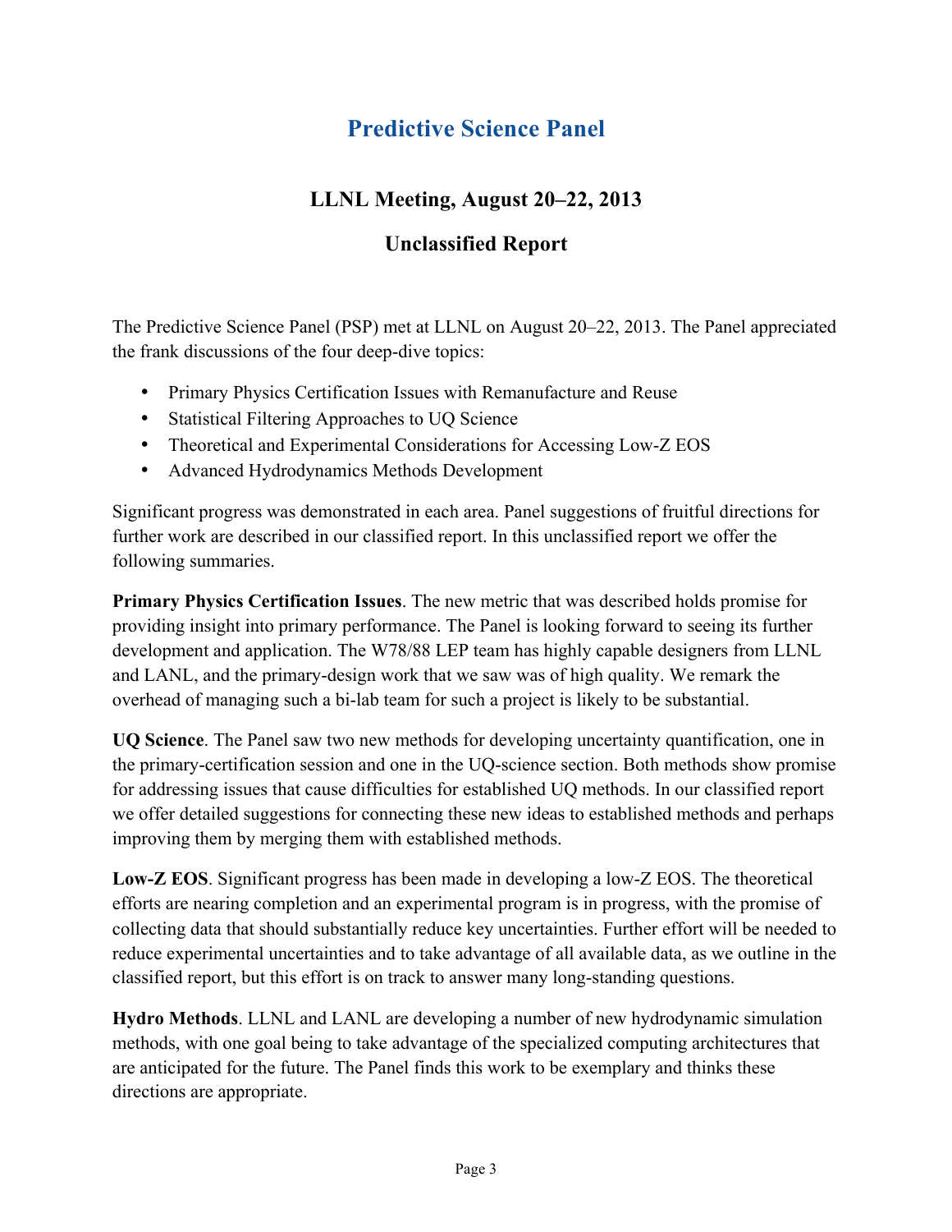# Predictive Science Panel

## LLNL Meeting, August 20–22, 2013

## Unclassified Report

The Predictive Science Panel (PSP) met at LLNL on August 20–22, 2013. The Panel appreciated the frank discussions of the four deep-dive topics:

- Primary Physics Certification Issues with Remanufacture and Reuse
- Statistical Filtering Approaches to UQ Science
- Theoretical and Experimental Considerations for Accessing Low-Z EOS
- Advanced Hydrodynamics Methods Development

Significant progress was demonstrated in each area. Panel suggestions of fruitful directions for further work are described in our classified report. In this unclassified report we offer the following summaries.

**Primary Physics Certification Issues**. The new metric that was described holds promise for providing insight into primary performance. The Panel is looking forward to seeing its further development and application. The W78/88 LEP team has highly capable designers from LLNL and LANL, and the primary-design work that we saw was of high quality. We remark the overhead of managing such a bi-lab team for such a project is likely to be substantial.

**UQ Science**. The Panel saw two new methods for developing uncertainty quantification, one in the primary-certification session and one in the UQ-science section. Both methods show promise for addressing issues that cause difficulties for established UQ methods. In our classified report we offer detailed suggestions for connecting these new ideas to established methods and perhaps improving them by merging them with established methods.

**Low-Z EOS**. Significant progress has been made in developing a low-Z EOS. The theoretical efforts are nearing completion and an experimental program is in progress, with the promise of collecting data that should substantially reduce key uncertainties. Further effort will be needed to reduce experimental uncertainties and to take advantage of all available data, as we outline in the classified report, but this effort is on track to answer many long-standing questions.

**Hydro Methods**. LLNL and LANL are developing a number of new hydrodynamic simulation methods, with one goal being to take advantage of the specialized computing architectures that are anticipated for the future. The Panel finds this work to be exemplary and thinks these directions are appropriate.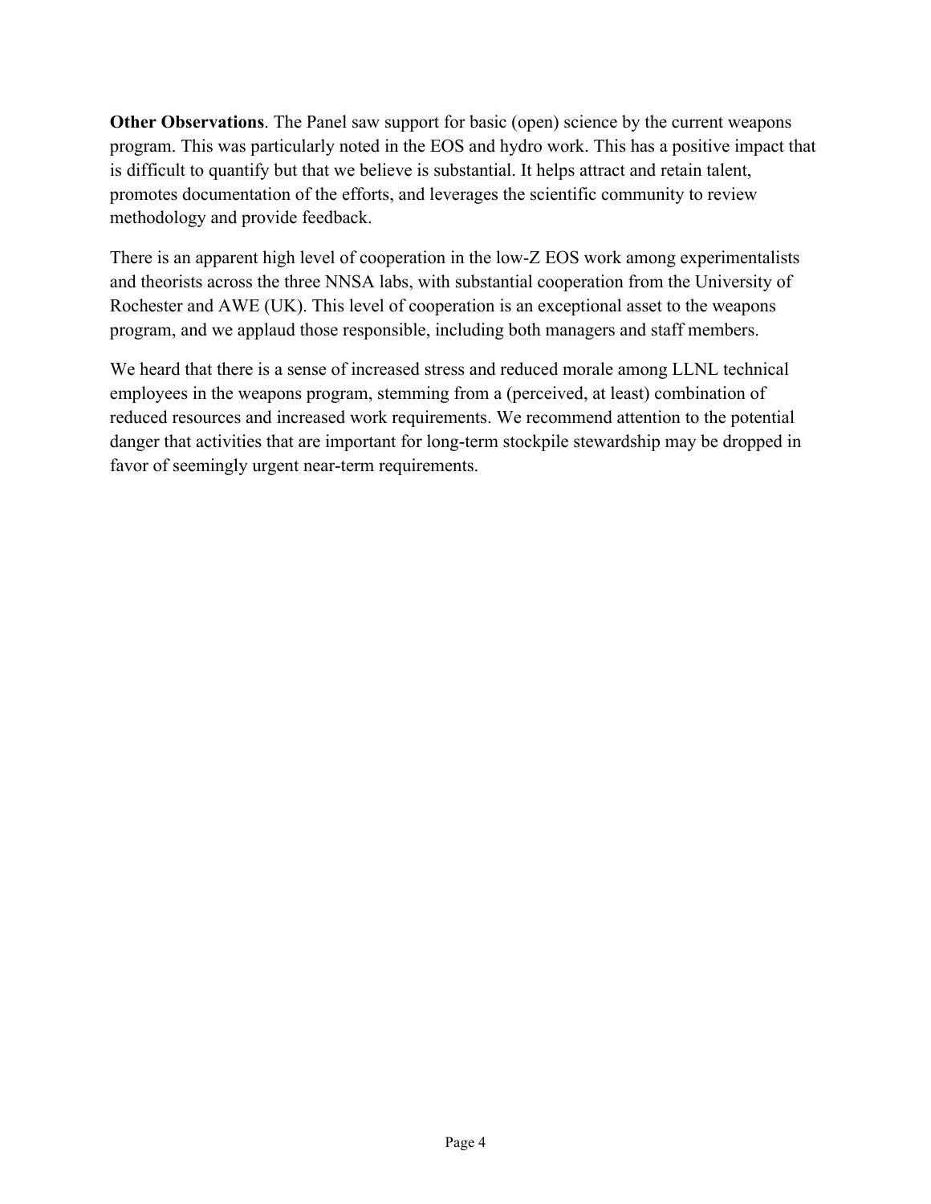**Other Observations**. The Panel saw support for basic (open) science by the current weapons program. This was particularly noted in the EOS and hydro work. This has a positive impact that is difficult to quantify but that we believe is substantial. It helps attract and retain talent, promotes documentation of the efforts, and leverages the scientific community to review methodology and provide feedback.

There is an apparent high level of cooperation in the low-Z EOS work among experimentalists and theorists across the three NNSA labs, with substantial cooperation from the University of Rochester and AWE (UK). This level of cooperation is an exceptional asset to the weapons program, and we applaud those responsible, including both managers and staff members.

We heard that there is a sense of increased stress and reduced morale among LLNL technical employees in the weapons program, stemming from a (perceived, at least) combination of reduced resources and increased work requirements. We recommend attention to the potential danger that activities that are important for long-term stockpile stewardship may be dropped in favor of seemingly urgent near-term requirements.